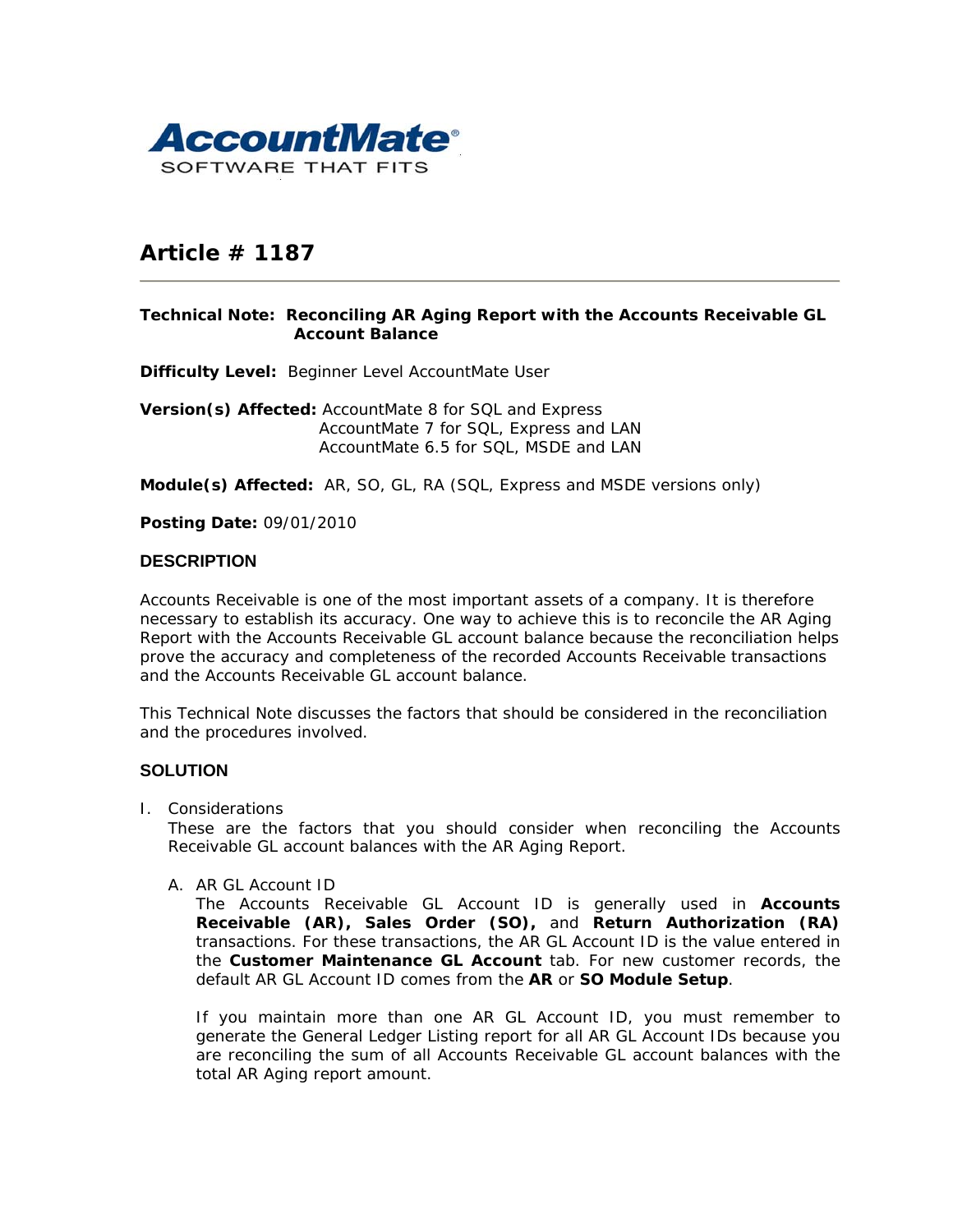**AccountMate®**
SOFTWARE THAT FITS

# Article # 1187

**Technical Note: Reconciling AR Aging Report with the Accounts Receivable GL Account Balance**

**Difficulty Level:** Beginner Level AccountMate User

**Version(s) Affected:** AccountMate 8 for SQL and Express
AccountMate 7 for SQL, Express and LAN
AccountMate 6.5 for SQL, MSDE and LAN

**Module(s) Affected:** AR, SO, GL, RA (SQL, Express and MSDE versions only)

**Posting Date:** 09/01/2010

## DESCRIPTION

Accounts Receivable is one of the most important assets of a company. It is therefore necessary to establish its accuracy. One way to achieve this is to reconcile the AR Aging Report with the Accounts Receivable GL account balance because the reconciliation helps prove the accuracy and completeness of the recorded Accounts Receivable transactions and the Accounts Receivable GL account balance.

This Technical Note discusses the factors that should be considered in the reconciliation and the procedures involved.

## SOLUTION

I. Considerations
These are the factors that you should consider when reconciling the Accounts Receivable GL account balances with the AR Aging Report.

A. AR GL Account ID
The Accounts Receivable GL Account ID is generally used in **Accounts Receivable (AR), Sales Order (SO),** and **Return Authorization (RA)** transactions. For these transactions, the AR GL Account ID is the value entered in the **Customer Maintenance GL Account** tab. For new customer records, the default AR GL Account ID comes from the **AR** or **SO Module Setup**.

If you maintain more than one AR GL Account ID, you must remember to generate the General Ledger Listing report for all AR GL Account IDs because you are reconciling the sum of all Accounts Receivable GL account balances with the total AR Aging report amount.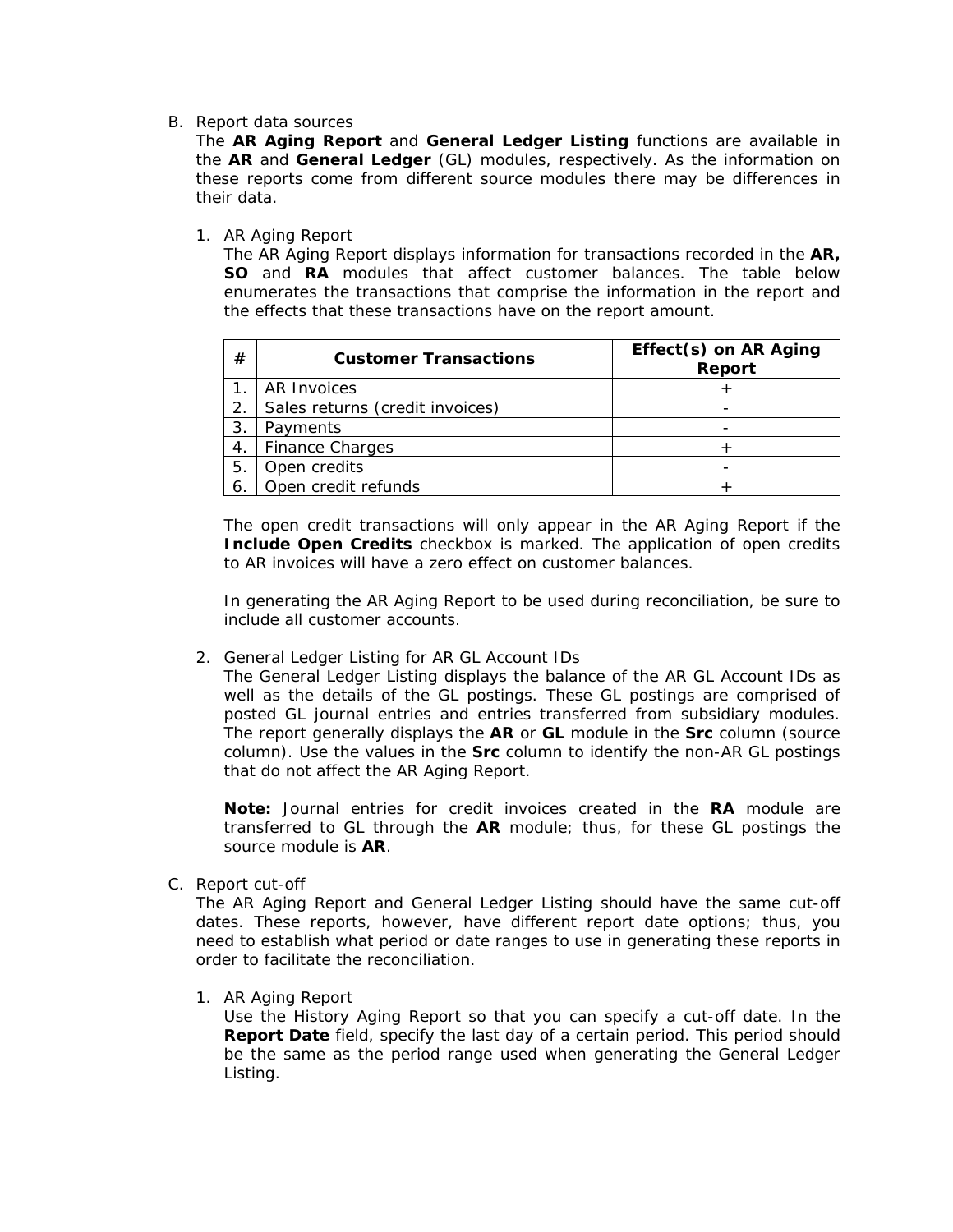B. Report data sources

The **AR Aging Report** and **General Ledger Listing** functions are available in the **AR** and **General Ledger** (GL) modules, respectively. As the information on these reports come from different source modules there may be differences in their data.

1. AR Aging Report

   The AR Aging Report displays information for transactions recorded in the **AR, SO** and **RA** modules that affect customer balances. The table below enumerates the transactions that comprise the information in the report and the effects that these transactions have on the report amount.

| # | Customer Transactions | Effect(s) on AR Aging Report |
|---|---|---|
| 1. | AR Invoices | + |
| 2. | Sales returns (credit invoices) | - |
| 3. | Payments | - |
| 4. | Finance Charges | + |
| 5. | Open credits | - |
| 6. | Open credit refunds | + |

   The open credit transactions will only appear in the AR Aging Report if the **Include Open Credits** checkbox is marked. The application of open credits to AR invoices will have a zero effect on customer balances.

   In generating the AR Aging Report to be used during reconciliation, be sure to include all customer accounts.

2. General Ledger Listing for AR GL Account IDs

   The General Ledger Listing displays the balance of the AR GL Account IDs as well as the details of the GL postings. These GL postings are comprised of posted GL journal entries and entries transferred from subsidiary modules. The report generally displays the **AR** or **GL** module in the **Src** column (source column). Use the values in the **Src** column to identify the non-AR GL postings that do not affect the AR Aging Report.

   **Note:** Journal entries for credit invoices created in the **RA** module are transferred to GL through the **AR** module; thus, for these GL postings the source module is **AR**.

C. Report cut-off

The AR Aging Report and General Ledger Listing should have the same cut-off dates. These reports, however, have different report date options; thus, you need to establish what period or date ranges to use in generating these reports in order to facilitate the reconciliation.

1. AR Aging Report

   Use the History Aging Report so that you can specify a cut-off date. In the **Report Date** field, specify the last day of a certain period. This period should be the same as the period range used when generating the General Ledger Listing.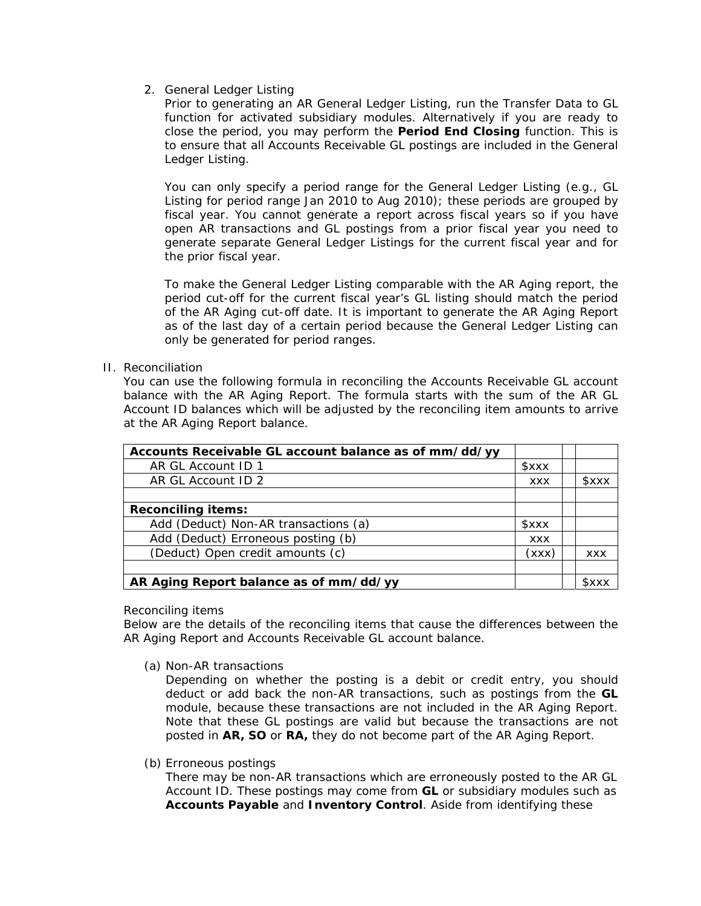2. General Ledger Listing

   Prior to generating an AR General Ledger Listing, run the Transfer Data to GL function for activated subsidiary modules. Alternatively if you are ready to close the period, you may perform the **Period End Closing** function. This is to ensure that all Accounts Receivable GL postings are included in the General Ledger Listing.

   You can only specify a period range for the General Ledger Listing (e.g., GL Listing for period range Jan 2010 to Aug 2010); these periods are grouped by fiscal year. You cannot generate a report across fiscal years so if you have open AR transactions and GL postings from a prior fiscal year you need to generate separate General Ledger Listings for the current fiscal year and for the prior fiscal year.

   To make the General Ledger Listing comparable with the AR Aging report, the period cut-off for the current fiscal year's GL listing should match the period of the AR Aging cut-off date. It is important to generate the AR Aging Report as of the last day of a certain period because the General Ledger Listing can only be generated for period ranges.

II. Reconciliation

You can use the following formula in reconciling the Accounts Receivable GL account balance with the AR Aging Report. The formula starts with the sum of the AR GL Account ID balances which will be adjusted by the reconciling item amounts to arrive at the AR Aging Report balance.

| **Accounts Receivable GL account balance as of mm/dd/yy** | | | |
|---|---|---|---|
| AR GL Account ID 1 | $xxx | | |
| AR GL Account ID 2 | xxx | | $xxx |
| | | | |
| **Reconciling items:** | | | |
| Add (Deduct) Non-AR transactions (a) | $xxx | | |
| Add (Deduct) Erroneous posting (b) | xxx | | |
| (Deduct) Open credit amounts (c) | (xxx) | | xxx |
| | | | |
| **AR Aging Report balance as of mm/dd/yy** | | | $xxx |

Reconciling items

Below are the details of the reconciling items that cause the differences between the AR Aging Report and Accounts Receivable GL account balance.

(a) Non-AR transactions

Depending on whether the posting is a debit or credit entry, you should deduct or add back the non-AR transactions, such as postings from the **GL** module, because these transactions are not included in the AR Aging Report. Note that these GL postings are valid but because the transactions are not posted in **AR, SO** or **RA,** they do not become part of the AR Aging Report.

(b) Erroneous postings

There may be non-AR transactions which are erroneously posted to the AR GL Account ID. These postings may come from **GL** or subsidiary modules such as **Accounts Payable** and **Inventory Control**. Aside from identifying these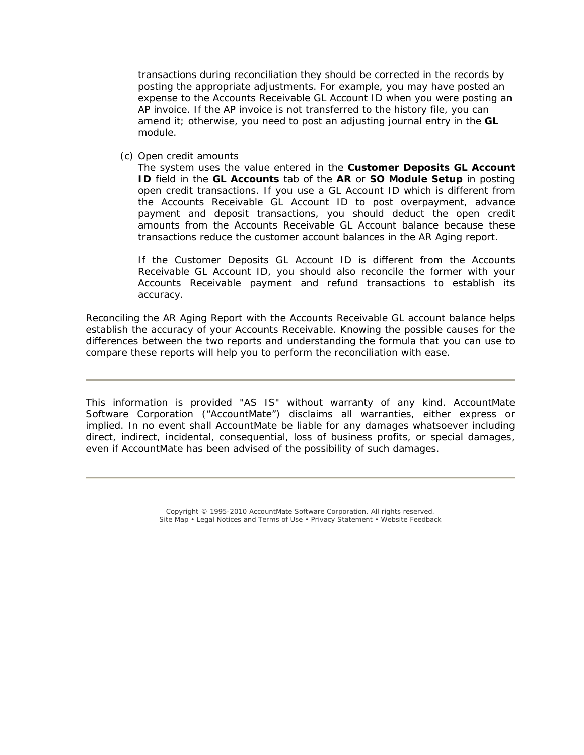transactions during reconciliation they should be corrected in the records by posting the appropriate adjustments. For example, you may have posted an expense to the Accounts Receivable GL Account ID when you were posting an AP invoice. If the AP invoice is not transferred to the history file, you can amend it; otherwise, you need to post an adjusting journal entry in the **GL** module.

(c) Open credit amounts
The system uses the value entered in the **Customer Deposits GL Account ID** field in the **GL Accounts** tab of the **AR** or **SO Module Setup** in posting open credit transactions. If you use a GL Account ID which is different from the Accounts Receivable GL Account ID to post overpayment, advance payment and deposit transactions, you should deduct the open credit amounts from the Accounts Receivable GL Account balance because these transactions reduce the customer account balances in the AR Aging report.

If the Customer Deposits GL Account ID is different from the Accounts Receivable GL Account ID, you should also reconcile the former with your Accounts Receivable payment and refund transactions to establish its accuracy.

Reconciling the AR Aging Report with the Accounts Receivable GL account balance helps establish the accuracy of your Accounts Receivable. Knowing the possible causes for the differences between the two reports and understanding the formula that you can use to compare these reports will help you to perform the reconciliation with ease.

---

This information is provided "AS IS" without warranty of any kind. AccountMate Software Corporation ("AccountMate") disclaims all warranties, either express or implied. In no event shall AccountMate be liable for any damages whatsoever including direct, indirect, incidental, consequential, loss of business profits, or special damages, even if AccountMate has been advised of the possibility of such damages.

---

Copyright © 1995-2010 AccountMate Software Corporation. All rights reserved.
Site Map • Legal Notices and Terms of Use • Privacy Statement • Website Feedback